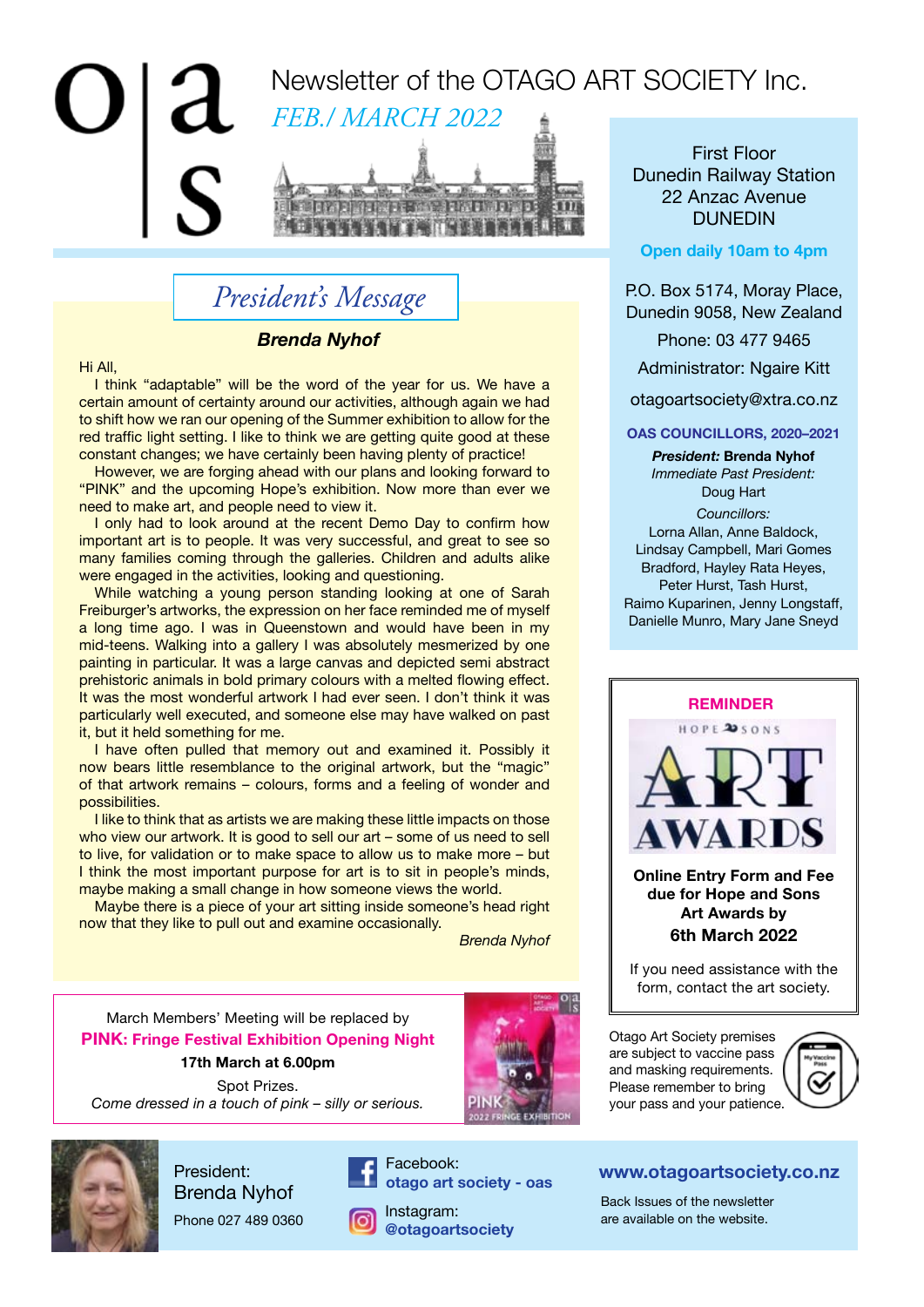# Newsletter of the OTAGO ART SOCIETY Inc.

*FEB./ MARCH 2022*

## *President's Message*

### ***Brenda Nyhof***

Hi All,

I think "adaptable" will be the word of the year for us. We have a certain amount of certainty around our activities, although again we had to shift how we ran our opening of the Summer exhibition to allow for the red traffic light setting. I like to think we are getting quite good at these constant changes; we have certainly been having plenty of practice!

However, we are forging ahead with our plans and looking forward to "PINK" and the upcoming Hope's exhibition. Now more than ever we need to make art, and people need to view it.

I only had to look around at the recent Demo Day to confirm how important art is to people. It was very successful, and great to see so many families coming through the galleries. Children and adults alike were engaged in the activities, looking and questioning.

While watching a young person standing looking at one of Sarah Freiburger's artworks, the expression on her face reminded me of myself a long time ago. I was in Queenstown and would have been in my mid-teens. Walking into a gallery I was absolutely mesmerized by one painting in particular. It was a large canvas and depicted semi abstract prehistoric animals in bold primary colours with a melted flowing effect. It was the most wonderful artwork I had ever seen. I don't think it was particularly well executed, and someone else may have walked on past it, but it held something for me.

I have often pulled that memory out and examined it. Possibly it now bears little resemblance to the original artwork, but the "magic" of that artwork remains – colours, forms and a feeling of wonder and possibilities.

I like to think that as artists we are making these little impacts on those who view our artwork. It is good to sell our art – some of us need to sell to live, for validation or to make space to allow us to make more – but I think the most important purpose for art is to sit in people's minds, maybe making a small change in how someone views the world.

Maybe there is a piece of your art sitting inside someone's head right now that they like to pull out and examine occasionally.

*Brenda Nyhof*

---

March Members' Meeting will be replaced by

**PINK: Fringe Festival Exhibition Opening Night**

**17th March at 6.00pm**

Spot Prizes.

*Come dressed in a touch of pink – silly or serious.*

---

First Floor
Dunedin Railway Station
22 Anzac Avenue
DUNEDIN

**Open daily 10am to 4pm**

P.O. Box 5174, Moray Place,
Dunedin 9058, New Zealand

Phone: 03 477 9465

Administrator: Ngaire Kitt

otagoartsociety@xtra.co.nz

**OAS COUNCILLORS, 2020–2021**

***President:*** **Brenda Nyhof**
*Immediate Past President:*
Doug Hart
*Councillors:*
Lorna Allan, Anne Baldock,
Lindsay Campbell, Mari Gomes
Bradford, Hayley Rata Heyes,
Peter Hurst, Tash Hurst,
Raimo Kuparinen, Jenny Longstaff,
Danielle Munro, Mary Jane Sneyd

---

**REMINDER**

HOPE & SONS ART AWARDS

**Online Entry Form and Fee due for Hope and Sons Art Awards by 6th March 2022**

If you need assistance with the form, contact the art society.

---

Otago Art Society premises are subject to vaccine pass and masking requirements. Please remember to bring your pass and your patience.

---

President:
Brenda Nyhof
Phone 027 489 0360

Facebook: **otago art society - oas**

Instagram: **@otagoartsociety**

**www.otagoartsociety.co.nz**

Back Issues of the newsletter are available on the website.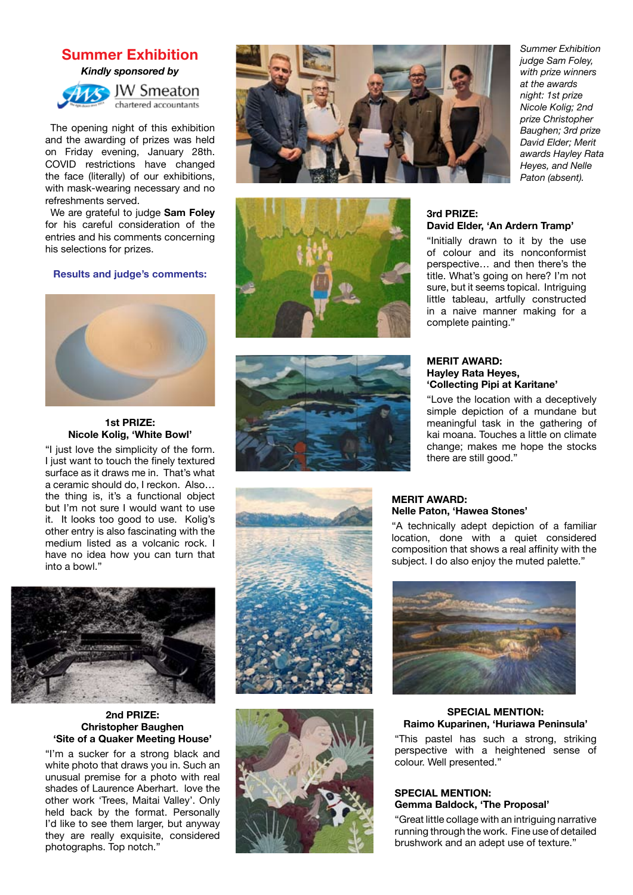## Summer Exhibition

***Kindly sponsored by***

JW Smeaton chartered accountants

The opening night of this exhibition and the awarding of prizes was held on Friday evening, January 28th. COVID restrictions have changed the face (literally) of our exhibitions, with mask-wearing necessary and no refreshments served.

We are grateful to judge **Sam Foley** for his careful consideration of the entries and his comments concerning his selections for prizes.

*Summer Exhibition judge Sam Foley, with prize winners at the awards night: 1st prize Nicole Kolig; 2nd prize Christopher Baughen; 3rd prize David Elder; Merit awards Hayley Rata Heyes, and Nelle Paton (absent).*

### Results and judge's comments:

**1st PRIZE:**
**Nicole Kolig, 'White Bowl'**

"I just love the simplicity of the form. I just want to touch the finely textured surface as it draws me in. That's what a ceramic should do, I reckon. Also… the thing is, it's a functional object but I'm not sure I would want to use it. It looks too good to use. Kolig's other entry is also fascinating with the medium listed as a volcanic rock. I have no idea how you can turn that into a bowl."

**2nd PRIZE:**
**Christopher Baughen**
**'Site of a Quaker Meeting House'**

"I'm a sucker for a strong black and white photo that draws you in. Such an unusual premise for a photo with real shades of Laurence Aberhart. love the other work 'Trees, Maitai Valley'. Only held back by the format. Personally I'd like to see them larger, but anyway they are really exquisite, considered photographs. Top notch."

**3rd PRIZE:**
**David Elder, 'An Ardern Tramp'**

"Initially drawn to it by the use of colour and its nonconformist perspective… and then there's the title. What's going on here? I'm not sure, but it seems topical. Intriguing little tableau, artfully constructed in a naive manner making for a complete painting."

**MERIT AWARD:**
**Hayley Rata Heyes,**
**'Collecting Pipi at Karitane'**

"Love the location with a deceptively simple depiction of a mundane but meaningful task in the gathering of kai moana. Touches a little on climate change; makes me hope the stocks there are still good."

**MERIT AWARD:**
**Nelle Paton, 'Hawea Stones'**

"A technically adept depiction of a familiar location, done with a quiet considered composition that shows a real affinity with the subject. I do also enjoy the muted palette."

**SPECIAL MENTION:**
**Raimo Kuparinen, 'Huriawa Peninsula'**

"This pastel has such a strong, striking perspective with a heightened sense of colour. Well presented."

**SPECIAL MENTION:**
**Gemma Baldock, 'The Proposal'**

"Great little collage with an intriguing narrative running through the work. Fine use of detailed brushwork and an adept use of texture."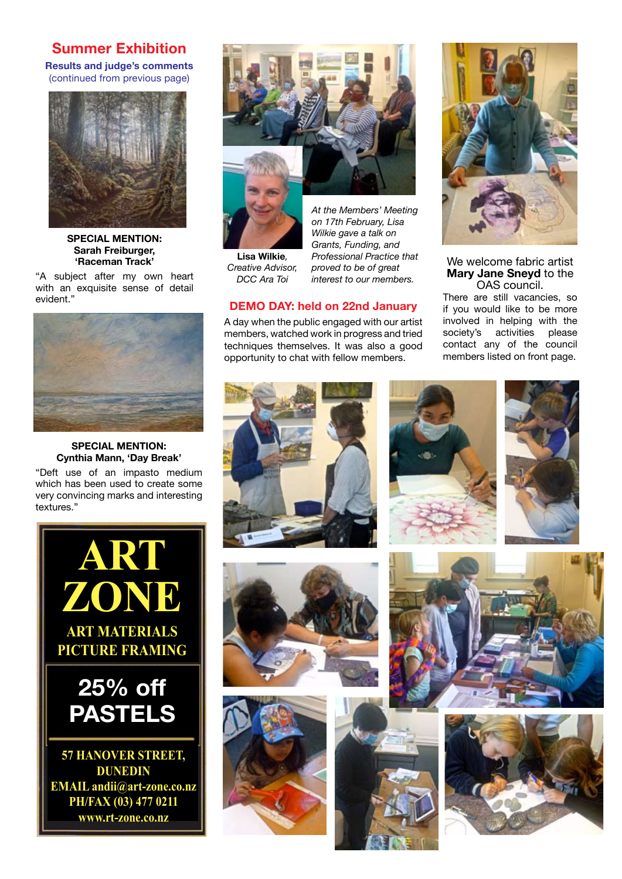## Summer Exhibition

### Results and judge's comments

(continued from previous page)

**SPECIAL MENTION: Sarah Freiburger, 'Raceman Track'**

"A subject after my own heart with an exquisite sense of detail evident."

**SPECIAL MENTION: Cynthia Mann, 'Day Break'**

"Deft use of an impasto medium which has been used to create some very convincing marks and interesting textures."

**ART ZONE**

**ART MATERIALS**
**PICTURE FRAMING**

**25% off PASTELS**

**57 HANOVER STREET, DUNEDIN**
**EMAIL andii@art-zone.co.nz**
**PH/FAX (03) 477 0211**
**www.rt-zone.co.nz**

**Lisa Wilkie**, *Creative Advisor, DCC Ara Toi*

*At the Members' Meeting on 17th February, Lisa Wilkie gave a talk on Grants, Funding, and Professional Practice that proved to be of great interest to our members.*

We welcome fabric artist **Mary Jane Sneyd** to the OAS council.

There are still vacancies, so if you would like to be more involved in helping with the society's activities please contact any of the council members listed on front page.

## DEMO DAY: held on 22nd January

A day when the public engaged with our artist members, watched work in progress and tried techniques themselves. It was also a good opportunity to chat with fellow members.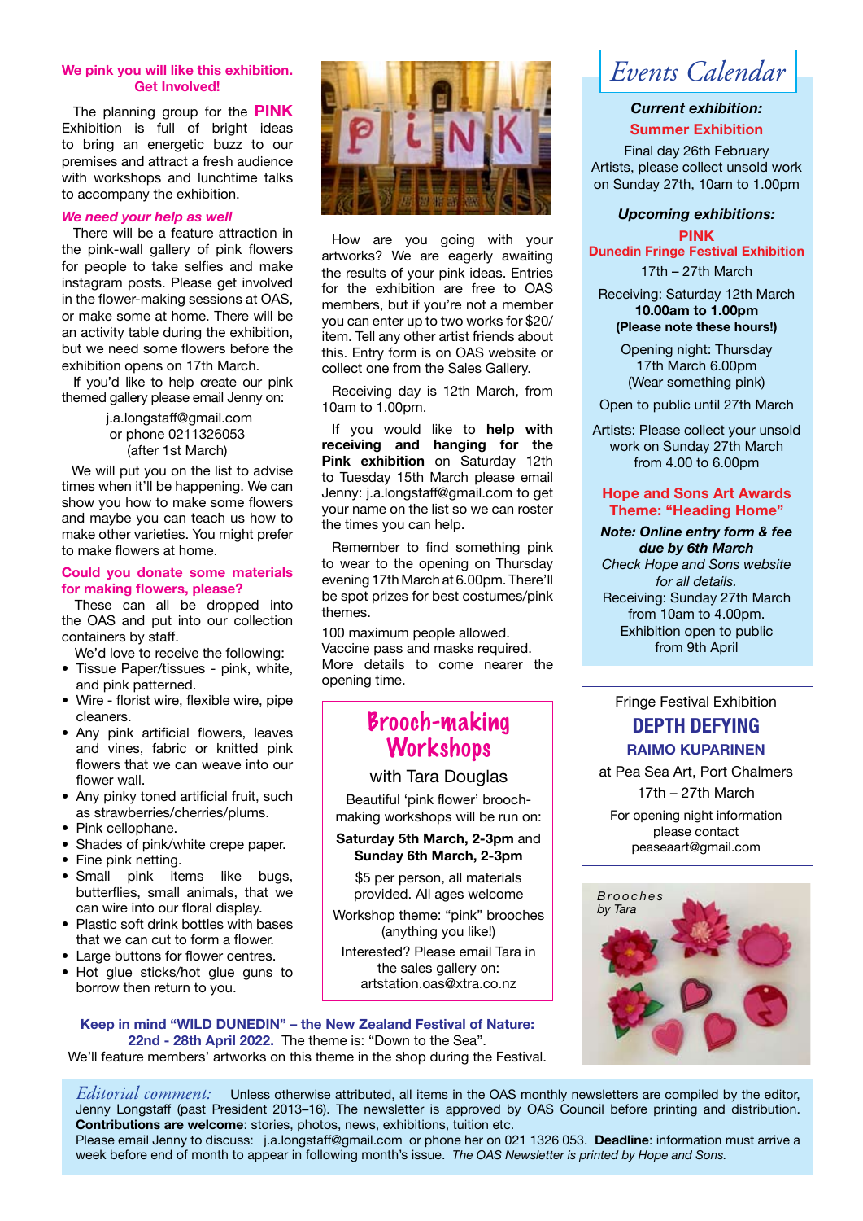**We pink you will like this exhibition. Get Involved!**

The planning group for the **PINK** Exhibition is full of bright ideas to bring an energetic buzz to our premises and attract a fresh audience with workshops and lunchtime talks to accompany the exhibition.

***We need your help as well***

There will be a feature attraction in the pink-wall gallery of pink flowers for people to take selfies and make instagram posts. Please get involved in the flower-making sessions at OAS, or make some at home. There will be an activity table during the exhibition, but we need some flowers before the exhibition opens on 17th March.

If you'd like to help create our pink themed gallery please email Jenny on:

j.a.longstaff@gmail.com
or phone 0211326053
(after 1st March)

We will put you on the list to advise times when it'll be happening. We can show you how to make some flowers and maybe you can teach us how to make other varieties. You might prefer to make flowers at home.

**Could you donate some materials for making flowers, please?**

These can all be dropped into the OAS and put into our collection containers by staff.

We'd love to receive the following:

- Tissue Paper/tissues - pink, white, and pink patterned.
- Wire - florist wire, flexible wire, pipe cleaners.
- Any pink artificial flowers, leaves and vines, fabric or knitted pink flowers that we can weave into our flower wall.
- Any pinky toned artificial fruit, such as strawberries/cherries/plums.
- Pink cellophane.
- Shades of pink/white crepe paper.
- Fine pink netting.
- Small pink items like bugs, butterflies, small animals, that we can wire into our floral display.
- Plastic soft drink bottles with bases that we can cut to form a flower.
- Large buttons for flower centres.
- Hot glue sticks/hot glue guns to borrow then return to you.

How are you going with your artworks? We are eagerly awaiting the results of your pink ideas. Entries for the exhibition are free to OAS members, but if you're not a member you can enter up to two works for $20/ item. Tell any other artist friends about this. Entry form is on OAS website or collect one from the Sales Gallery.

Receiving day is 12th March, from 10am to 1.00pm.

If you would like to **help with receiving and hanging for the Pink exhibition** on Saturday 12th to Tuesday 15th March please email Jenny: j.a.longstaff@gmail.com to get your name on the list so we can roster the times you can help.

Remember to find something pink to wear to the opening on Thursday evening 17th March at 6.00pm. There'll be spot prizes for best costumes/pink themes.

100 maximum people allowed.
Vaccine pass and masks required.
More details to come nearer the opening time.

## Brooch-making Workshops

with Tara Douglas

Beautiful 'pink flower' brooch-making workshops will be run on:

**Saturday 5th March, 2-3pm** and **Sunday 6th March, 2-3pm**

$5 per person, all materials provided. All ages welcome

Workshop theme: "pink" brooches (anything you like!)

Interested? Please email Tara in the sales gallery on: artstation.oas@xtra.co.nz

**Keep in mind "WILD DUNEDIN" – the New Zealand Festival of Nature: 22nd - 28th April 2022.** The theme is: "Down to the Sea". We'll feature members' artworks on this theme in the shop during the Festival.

## Events Calendar

***Current exhibition:***

**Summer Exhibition**

Final day 26th February
Artists, please collect unsold work on Sunday 27th, 10am to 1.00pm

***Upcoming exhibitions:***

**PINK**
**Dunedin Fringe Festival Exhibition**

17th – 27th March

Receiving: Saturday 12th March
**10.00am to 1.00pm**
**(Please note these hours!)**

Opening night: Thursday 17th March 6.00pm
(Wear something pink)

Open to public until 27th March

Artists: Please collect your unsold work on Sunday 27th March from 4.00 to 6.00pm

**Hope and Sons Art Awards**
**Theme: "Heading Home"**

***Note: Online entry form & fee due by 6th March***
*Check Hope and Sons website for all details.*
Receiving: Sunday 27th March from 10am to 4.00pm.
Exhibition open to public from 9th April

Fringe Festival Exhibition

**DEPTH DEFYING**
**RAIMO KUPARINEN**

at Pea Sea Art, Port Chalmers

17th – 27th March

For opening night information please contact peaseaart@gmail.com

*Brooches by Tara*

*Editorial comment:* Unless otherwise attributed, all items in the OAS monthly newsletters are compiled by the editor, Jenny Longstaff (past President 2013–16). The newsletter is approved by OAS Council before printing and distribution. **Contributions are welcome**: stories, photos, news, exhibitions, tuition etc.
Please email Jenny to discuss: j.a.longstaff@gmail.com or phone her on 021 1326 053. **Deadline**: information must arrive a week before end of month to appear in following month's issue. *The OAS Newsletter is printed by Hope and Sons.*